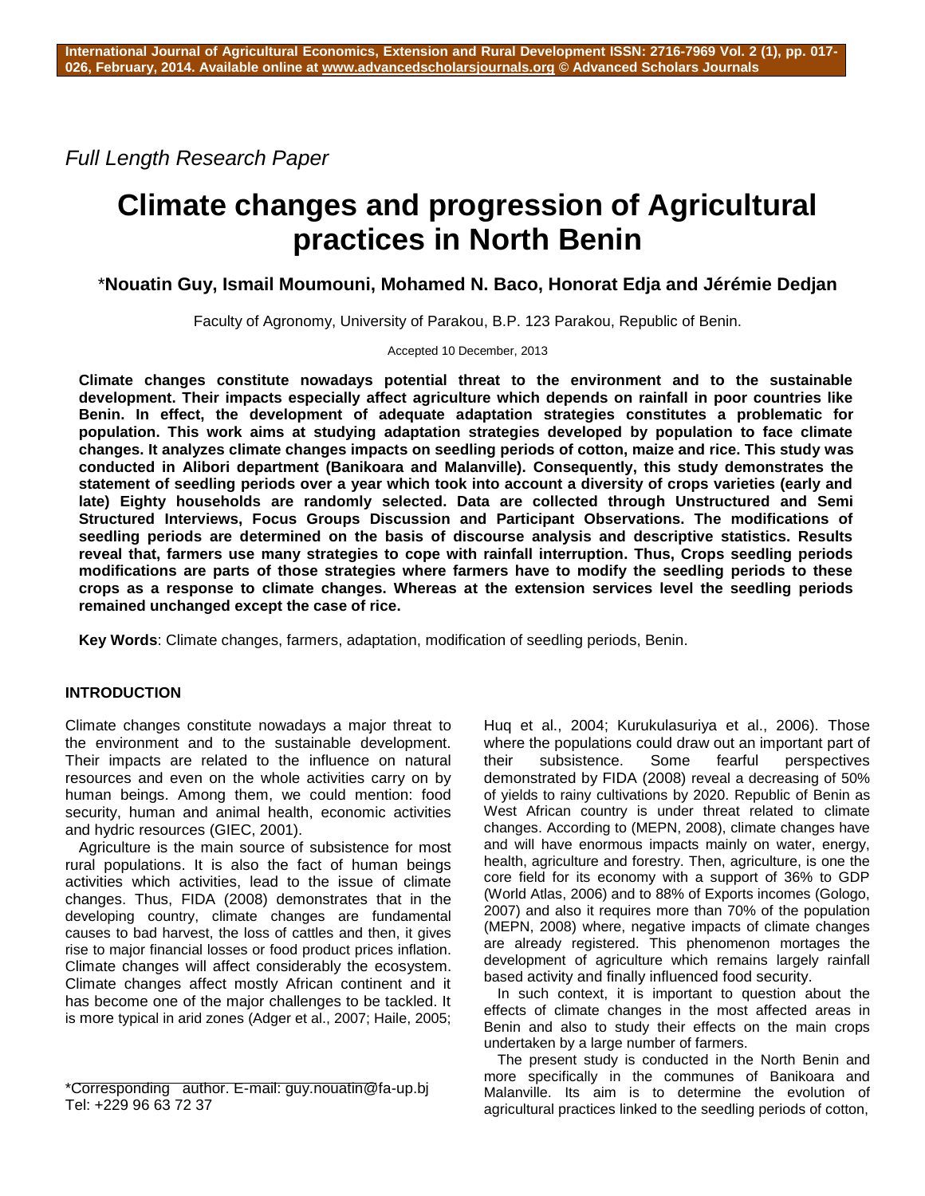*Full Length Research Paper*

# Climate changes and progression of Agricultural practices in North Benin

**\*Nouatin Guy, Ismail Moumouni, Mohamed N. Baco, Honorat Edja and Jérémie Dedjan**

Faculty of Agronomy, University of Parakou, B.P. 123 Parakou, Republic of Benin.

Accepted 10 December, 2013

**Climate changes constitute nowadays potential threat to the environment and to the sustainable development. Their impacts especially affect agriculture which depends on rainfall in poor countries like Benin. In effect, the development of adequate adaptation strategies constitutes a problematic for population. This work aims at studying adaptation strategies developed by population to face climate changes. It analyzes climate changes impacts on seedling periods of cotton, maize and rice. This study was conducted in Alibori department (Banikoara and Malanville). Consequently, this study demonstrates the statement of seedling periods over a year which took into account a diversity of crops varieties (early and late) Eighty households are randomly selected. Data are collected through Unstructured and Semi Structured Interviews, Focus Groups Discussion and Participant Observations. The modifications of seedling periods are determined on the basis of discourse analysis and descriptive statistics. Results reveal that, farmers use many strategies to cope with rainfall interruption. Thus, Crops seedling periods modifications are parts of those strategies where farmers have to modify the seedling periods to these crops as a response to climate changes. Whereas at the extension services level the seedling periods remained unchanged except the case of rice.**

**Key Words**: Climate changes, farmers, adaptation, modification of seedling periods, Benin.

## INTRODUCTION

Climate changes constitute nowadays a major threat to the environment and to the sustainable development. Their impacts are related to the influence on natural resources and even on the whole activities carry on by human beings. Among them, we could mention: food security, human and animal health, economic activities and hydric resources (GIEC, 2001).

Agriculture is the main source of subsistence for most rural populations. It is also the fact of human beings activities which activities, lead to the issue of climate changes. Thus, FIDA (2008) demonstrates that in the developing country, climate changes are fundamental causes to bad harvest, the loss of cattles and then, it gives rise to major financial losses or food product prices inflation. Climate changes will affect considerably the ecosystem. Climate changes affect mostly African continent and it has become one of the major challenges to be tackled. It is more typical in arid zones (Adger et al., 2007; Haile, 2005; Huq et al., 2004; Kurukulasuriya et al., 2006). Those where the populations could draw out an important part of their subsistence. Some fearful perspectives demonstrated by FIDA (2008) reveal a decreasing of 50% of yields to rainy cultivations by 2020. Republic of Benin as West African country is under threat related to climate changes. According to (MEPN, 2008), climate changes have and will have enormous impacts mainly on water, energy, health, agriculture and forestry. Then, agriculture, is one the core field for its economy with a support of 36% to GDP (World Atlas, 2006) and to 88% of Exports incomes (Gologo, 2007) and also it requires more than 70% of the population (MEPN, 2008) where, negative impacts of climate changes are already registered. This phenomenon mortages the development of agriculture which remains largely rainfall based activity and finally influenced food security.

In such context, it is important to question about the effects of climate changes in the most affected areas in Benin and also to study their effects on the main crops undertaken by a large number of farmers.

The present study is conducted in the North Benin and more specifically in the communes of Banikoara and Malanville. Its aim is to determine the evolution of agricultural practices linked to the seedling periods of cotton,

\*Corresponding author. E-mail: guy.nouatin@fa-up.bj Tel: +229 96 63 72 37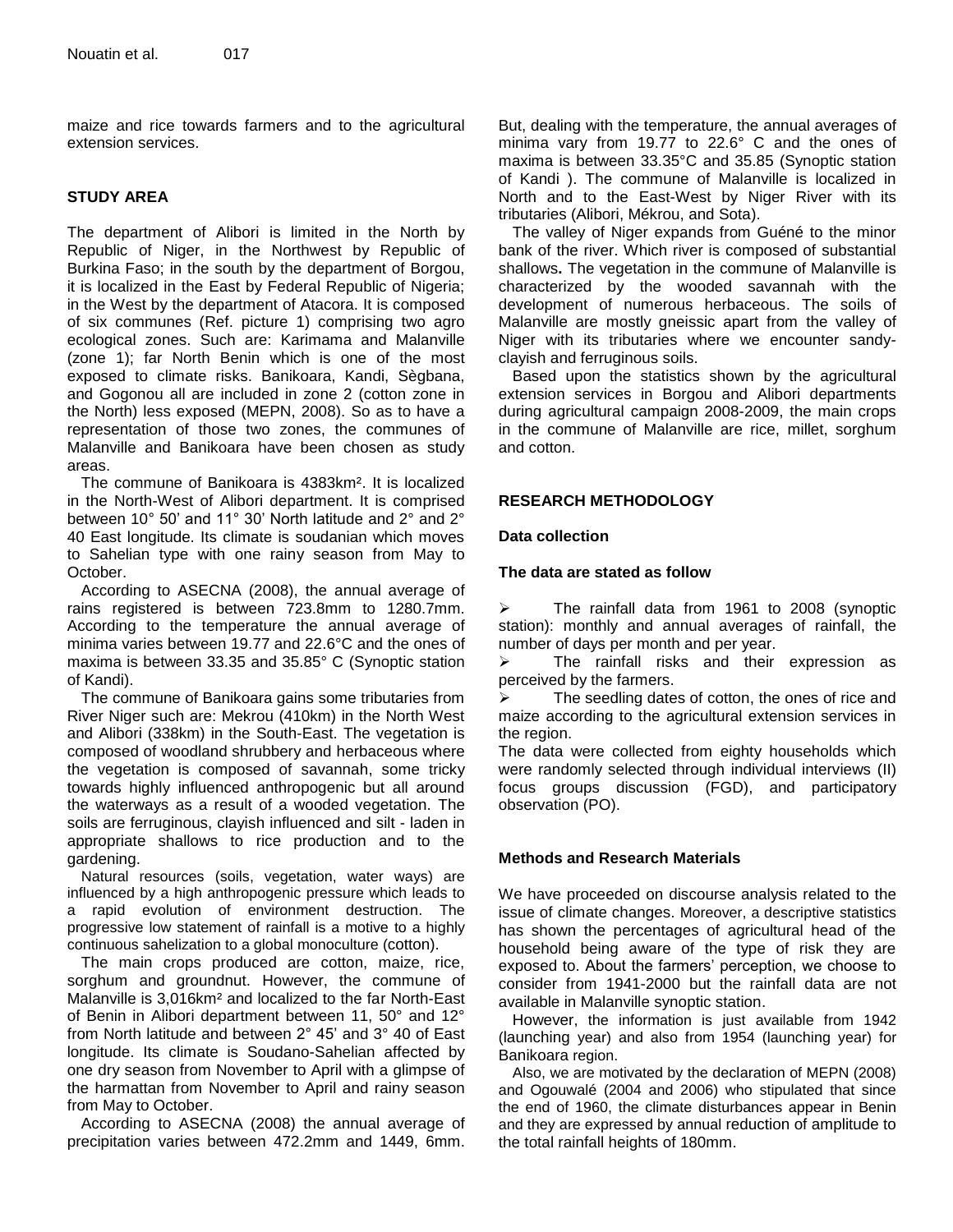maize and rice towards farmers and to the agricultural extension services.

## STUDY AREA

The department of Alibori is limited in the North by Republic of Niger, in the Northwest by Republic of Burkina Faso; in the south by the department of Borgou, it is localized in the East by Federal Republic of Nigeria; in the West by the department of Atacora. It is composed of six communes (Ref. picture 1) comprising two agro ecological zones. Such are: Karimama and Malanville (zone 1); far North Benin which is one of the most exposed to climate risks. Banikoara, Kandi, Sègbana, and Gogonou all are included in zone 2 (cotton zone in the North) less exposed (MEPN, 2008). So as to have a representation of those two zones, the communes of Malanville and Banikoara have been chosen as study areas.

The commune of Banikoara is 4383km². It is localized in the North-West of Alibori department. It is comprised between 10° 50' and 11° 30' North latitude and 2° and 2° 40 East longitude. Its climate is soudanian which moves to Sahelian type with one rainy season from May to October.

According to ASECNA (2008), the annual average of rains registered is between 723.8mm to 1280.7mm. According to the temperature the annual average of minima varies between 19.77 and 22.6°C and the ones of maxima is between 33.35 and 35.85° C (Synoptic station of Kandi).

The commune of Banikoara gains some tributaries from River Niger such are: Mekrou (410km) in the North West and Alibori (338km) in the South-East. The vegetation is composed of woodland shrubbery and herbaceous where the vegetation is composed of savannah, some tricky towards highly influenced anthropogenic but all around the waterways as a result of a wooded vegetation. The soils are ferruginous, clayish influenced and silt - laden in appropriate shallows to rice production and to the gardening.

Natural resources (soils, vegetation, water ways) are influenced by a high anthropogenic pressure which leads to a rapid evolution of environment destruction. The progressive low statement of rainfall is a motive to a highly continuous sahelization to a global monoculture (cotton).

The main crops produced are cotton, maize, rice, sorghum and groundnut. However, the commune of Malanville is 3,016km² and localized to the far North-East of Benin in Alibori department between 11, 50° and 12° from North latitude and between 2° 45' and 3° 40 of East longitude. Its climate is Soudano-Sahelian affected by one dry season from November to April with a glimpse of the harmattan from November to April and rainy season from May to October.

According to ASECNA (2008) the annual average of precipitation varies between 472.2mm and 1449, 6mm. But, dealing with the temperature, the annual averages of minima vary from 19.77 to 22.6° C and the ones of maxima is between 33.35°C and 35.85 (Synoptic station of Kandi ). The commune of Malanville is localized in North and to the East-West by Niger River with its tributaries (Alibori, Mékrou, and Sota).

The valley of Niger expands from Guéné to the minor bank of the river. Which river is composed of substantial shallows**.** The vegetation in the commune of Malanville is characterized by the wooded savannah with the development of numerous herbaceous. The soils of Malanville are mostly gneissic apart from the valley of Niger with its tributaries where we encounter sandy-clayish and ferruginous soils.

Based upon the statistics shown by the agricultural extension services in Borgou and Alibori departments during agricultural campaign 2008-2009, the main crops in the commune of Malanville are rice, millet, sorghum and cotton.

## RESEARCH METHODOLOGY

### Data collection

### The data are stated as follow

- The rainfall data from 1961 to 2008 (synoptic station): monthly and annual averages of rainfall, the number of days per month and per year.
- The rainfall risks and their expression as perceived by the farmers.
- The seedling dates of cotton, the ones of rice and maize according to the agricultural extension services in the region.

The data were collected from eighty households which were randomly selected through individual interviews (II) focus groups discussion (FGD), and participatory observation (PO).

### Methods and Research Materials

We have proceeded on discourse analysis related to the issue of climate changes. Moreover, a descriptive statistics has shown the percentages of agricultural head of the household being aware of the type of risk they are exposed to. About the farmers' perception, we choose to consider from 1941-2000 but the rainfall data are not available in Malanville synoptic station.

However, the information is just available from 1942 (launching year) and also from 1954 (launching year) for Banikoara region.

Also, we are motivated by the declaration of MEPN (2008) and Ogouwalé (2004 and 2006) who stipulated that since the end of 1960, the climate disturbances appear in Benin and they are expressed by annual reduction of amplitude to the total rainfall heights of 180mm.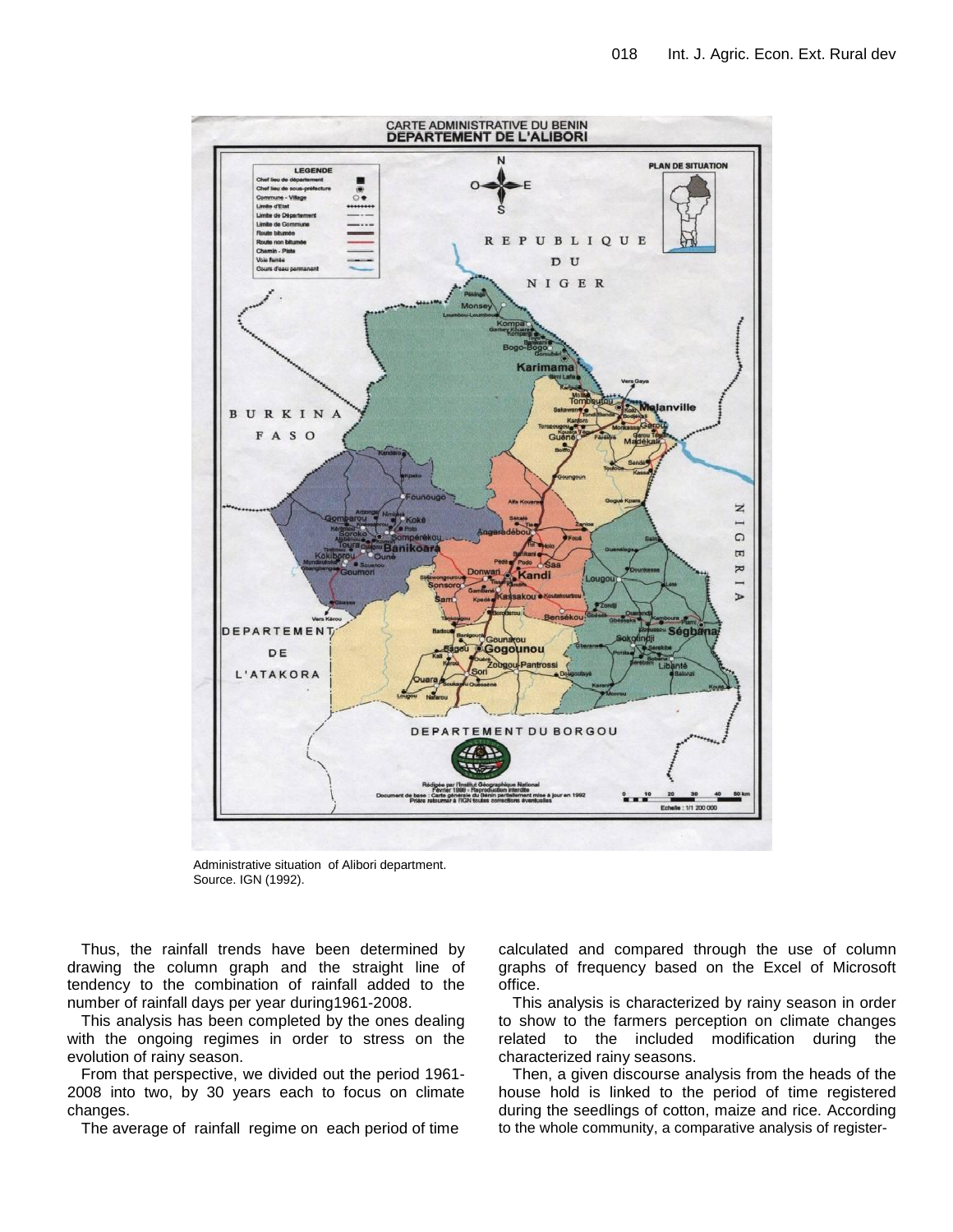Administrative situation of Alibori department.
Source. IGN (1992).

Thus, the rainfall trends have been determined by drawing the column graph and the straight line of tendency to the combination of rainfall added to the number of rainfall days per year during1961-2008.

This analysis has been completed by the ones dealing with the ongoing regimes in order to stress on the evolution of rainy season.

From that perspective, we divided out the period 1961-2008 into two, by 30 years each to focus on climate changes.

The average of rainfall regime on each period of time calculated and compared through the use of column graphs of frequency based on the Excel of Microsoft office.

This analysis is characterized by rainy season in order to show to the farmers perception on climate changes related to the included modification during the characterized rainy seasons.

Then, a given discourse analysis from the heads of the house hold is linked to the period of time registered during the seedlings of cotton, maize and rice. According to the whole community, a comparative analysis of register-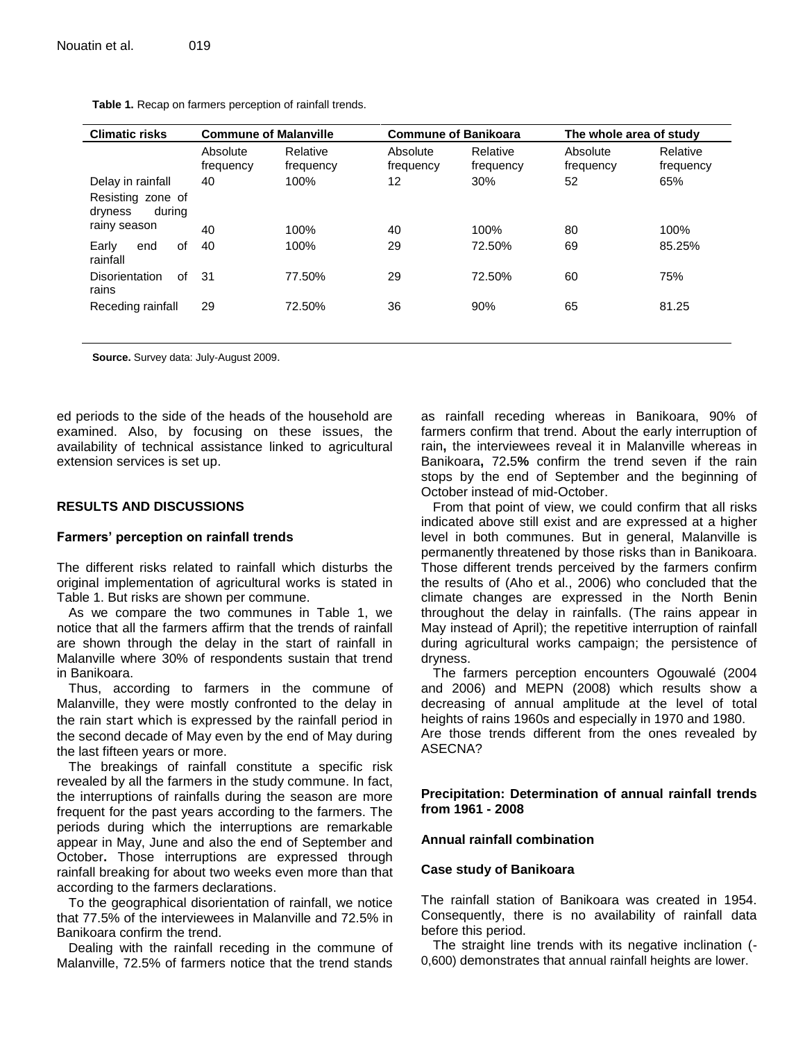**Table 1.** Recap on farmers perception of rainfall trends.

| Climatic risks | Commune of Malanville | | Commune of Banikoara | | The whole area of study | |
|---|---|---|---|---|---|---|
| | Absolute frequency | Relative frequency | Absolute frequency | Relative frequency | Absolute frequency | Relative frequency |
| Delay in rainfall | 40 | 100% | 12 | 30% | 52 | 65% |
| Resisting zone of dryness during rainy season | 40 | 100% | 40 | 100% | 80 | 100% |
| Early end of rainfall | 40 | 100% | 29 | 72.50% | 69 | 85.25% |
| Disorientation of rains | 31 | 77.50% | 29 | 72.50% | 60 | 75% |
| Receding rainfall | 29 | 72.50% | 36 | 90% | 65 | 81.25 |

**Source.** Survey data: July-August 2009.

ed periods to the side of the heads of the household are examined. Also, by focusing on these issues, the availability of technical assistance linked to agricultural extension services is set up.

## RESULTS AND DISCUSSIONS

### Farmers' perception on rainfall trends

The different risks related to rainfall which disturbs the original implementation of agricultural works is stated in Table 1. But risks are shown per commune.

As we compare the two communes in Table 1, we notice that all the farmers affirm that the trends of rainfall are shown through the delay in the start of rainfall in Malanville where 30% of respondents sustain that trend in Banikoara.

Thus, according to farmers in the commune of Malanville, they were mostly confronted to the delay in the rain start which is expressed by the rainfall period in the second decade of May even by the end of May during the last fifteen years or more.

The breakings of rainfall constitute a specific risk revealed by all the farmers in the study commune. In fact, the interruptions of rainfalls during the season are more frequent for the past years according to the farmers. The periods during which the interruptions are remarkable appear in May, June and also the end of September and October**.** Those interruptions are expressed through rainfall breaking for about two weeks even more than that according to the farmers declarations.

To the geographical disorientation of rainfall, we notice that 77.5% of the interviewees in Malanville and 72.5% in Banikoara confirm the trend.

Dealing with the rainfall receding in the commune of Malanville, 72.5% of farmers notice that the trend stands as rainfall receding whereas in Banikoara, 90% of farmers confirm that trend. About the early interruption of rain**,** the interviewees reveal it in Malanville whereas in Banikoara**,** 72**.**5**%** confirm the trend seven if the rain stops by the end of September and the beginning of October instead of mid-October.

From that point of view, we could confirm that all risks indicated above still exist and are expressed at a higher level in both communes. But in general, Malanville is permanently threatened by those risks than in Banikoara. Those different trends perceived by the farmers confirm the results of (Aho et al., 2006) who concluded that the climate changes are expressed in the North Benin throughout the delay in rainfalls. (The rains appear in May instead of April); the repetitive interruption of rainfall during agricultural works campaign; the persistence of dryness.

The farmers perception encounters Ogouwalé (2004 and 2006) and MEPN (2008) which results show a decreasing of annual amplitude at the level of total heights of rains 1960s and especially in 1970 and 1980. Are those trends different from the ones revealed by ASECNA?

### Precipitation: Determination of annual rainfall trends from 1961 - 2008

#### Annual rainfall combination

#### Case study of Banikoara

The rainfall station of Banikoara was created in 1954. Consequently, there is no availability of rainfall data before this period.

The straight line trends with its negative inclination (-0,600) demonstrates that annual rainfall heights are lower.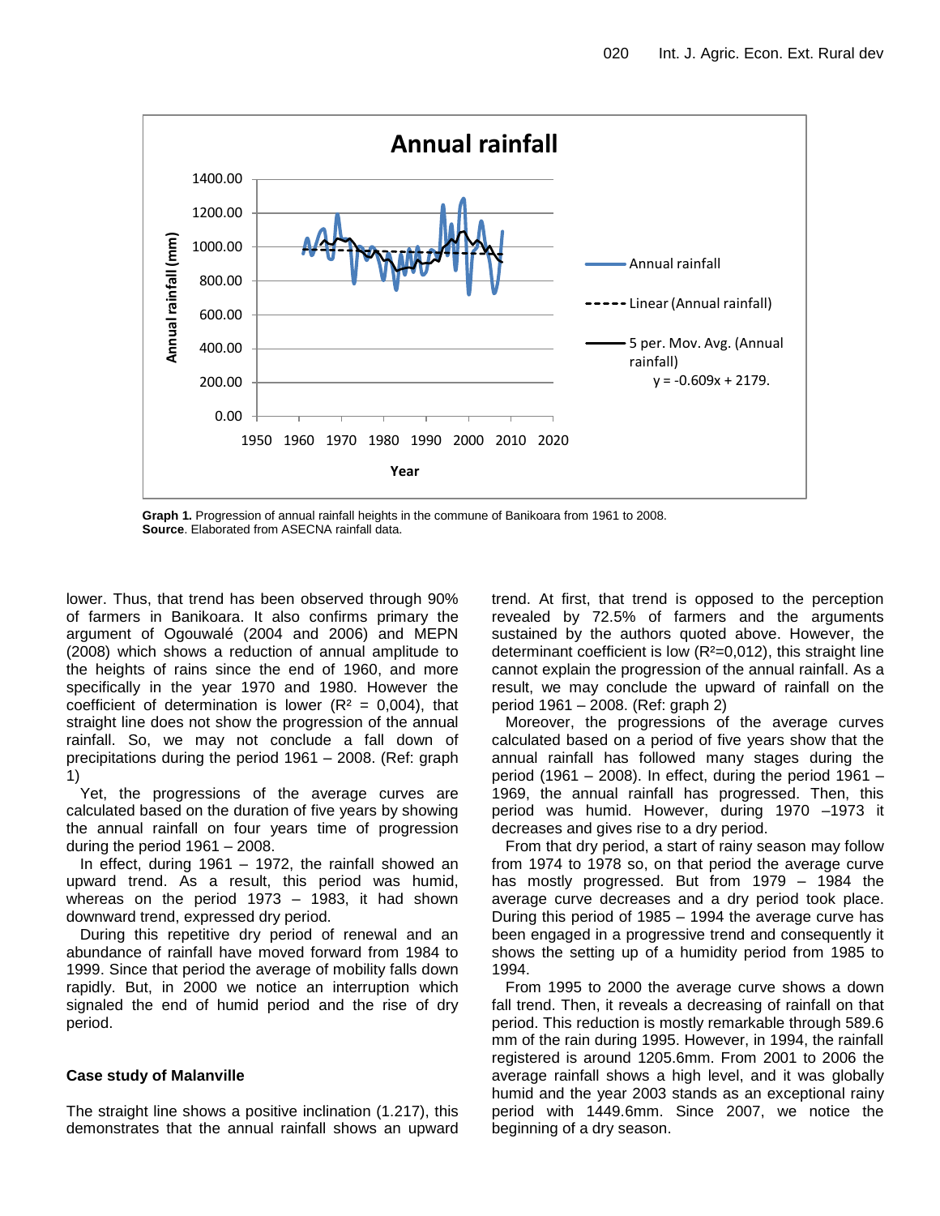**Graph 1.** Progression of annual rainfall heights in the commune of Banikoara from 1961 to 2008.
**Source**. Elaborated from ASECNA rainfall data.

lower. Thus, that trend has been observed through 90% of farmers in Banikoara. It also confirms primary the argument of Ogouwalé (2004 and 2006) and MEPN (2008) which shows a reduction of annual amplitude to the heights of rains since the end of 1960, and more specifically in the year 1970 and 1980. However the coefficient of determination is lower ($R^2$ = 0,004), that straight line does not show the progression of the annual rainfall. So, we may not conclude a fall down of precipitations during the period 1961 – 2008. (Ref: graph 1)

Yet, the progressions of the average curves are calculated based on the duration of five years by showing the annual rainfall on four years time of progression during the period 1961 – 2008.

In effect, during 1961 – 1972, the rainfall showed an upward trend. As a result, this period was humid, whereas on the period 1973 – 1983, it had shown downward trend, expressed dry period.

During this repetitive dry period of renewal and an abundance of rainfall have moved forward from 1984 to 1999. Since that period the average of mobility falls down rapidly. But, in 2000 we notice an interruption which signaled the end of humid period and the rise of dry period.

### Case study of Malanville

The straight line shows a positive inclination (1.217), this demonstrates that the annual rainfall shows an upward trend. At first, that trend is opposed to the perception revealed by 72.5% of farmers and the arguments sustained by the authors quoted above. However, the determinant coefficient is low ($R^2$=0,012), this straight line cannot explain the progression of the annual rainfall. As a result, we may conclude the upward of rainfall on the period 1961 – 2008. (Ref: graph 2)

Moreover, the progressions of the average curves calculated based on a period of five years show that the annual rainfall has followed many stages during the period (1961 – 2008). In effect, during the period 1961 – 1969, the annual rainfall has progressed. Then, this period was humid. However, during 1970 –1973 it decreases and gives rise to a dry period.

From that dry period, a start of rainy season may follow from 1974 to 1978 so, on that period the average curve has mostly progressed. But from 1979 – 1984 the average curve decreases and a dry period took place. During this period of 1985 – 1994 the average curve has been engaged in a progressive trend and consequently it shows the setting up of a humidity period from 1985 to 1994.

From 1995 to 2000 the average curve shows a down fall trend. Then, it reveals a decreasing of rainfall on that period. This reduction is mostly remarkable through 589.6 mm of the rain during 1995. However, in 1994, the rainfall registered is around 1205.6mm. From 2001 to 2006 the average rainfall shows a high level, and it was globally humid and the year 2003 stands as an exceptional rainy period with 1449.6mm. Since 2007, we notice the beginning of a dry season.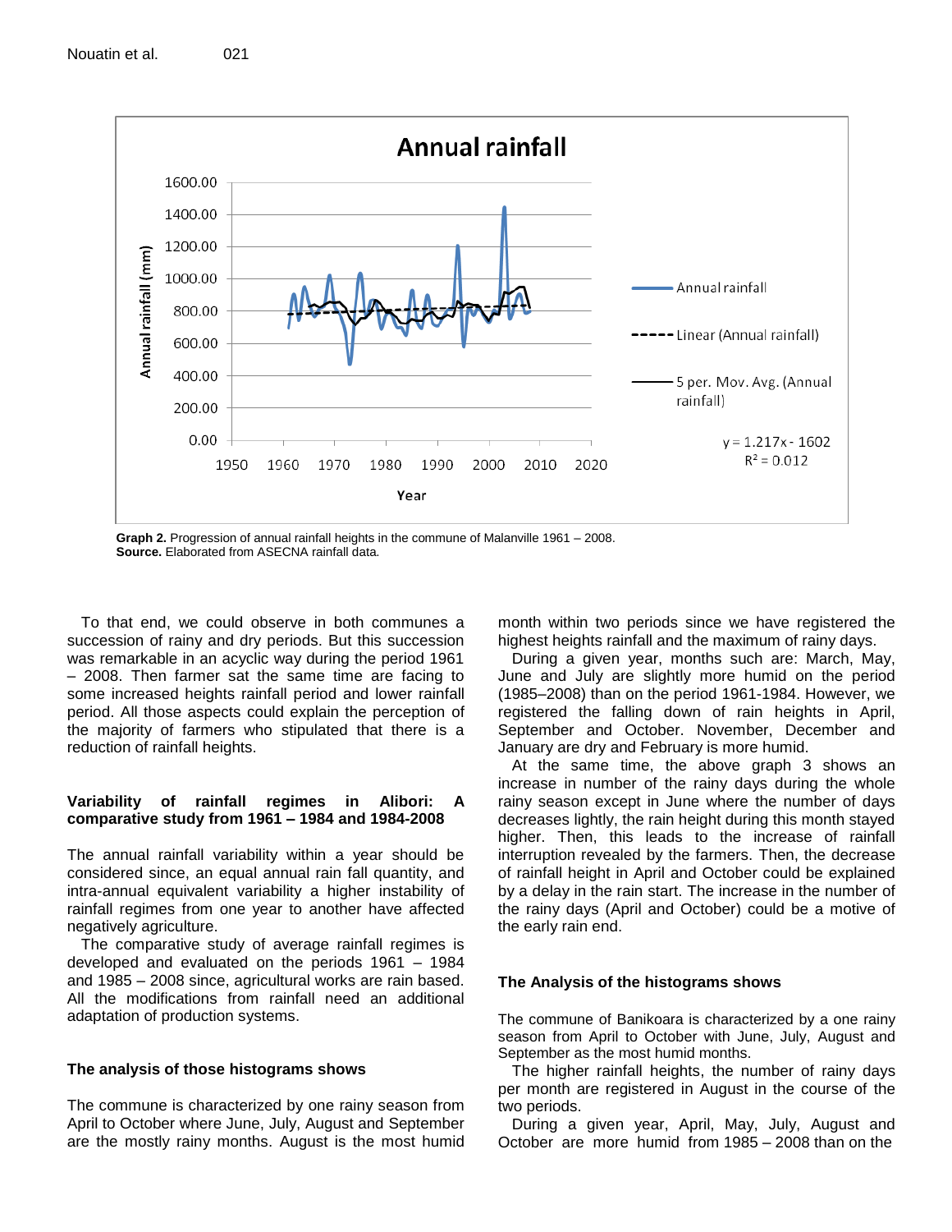Graph 2. Progression of annual rainfall heights in the commune of Malanville 1961 – 2008.
**Source.** Elaborated from ASECNA rainfall data.

To that end, we could observe in both communes a succession of rainy and dry periods. But this succession was remarkable in an acyclic way during the period 1961 – 2008. Then farmer sat the same time are facing to some increased heights rainfall period and lower rainfall period. All those aspects could explain the perception of the majority of farmers who stipulated that there is a reduction of rainfall heights.

### Variability of rainfall regimes in Alibori: A comparative study from 1961 – 1984 and 1984-2008

The annual rainfall variability within a year should be considered since, an equal annual rain fall quantity, and intra-annual equivalent variability a higher instability of rainfall regimes from one year to another have affected negatively agriculture.

The comparative study of average rainfall regimes is developed and evaluated on the periods 1961 – 1984 and 1985 – 2008 since, agricultural works are rain based. All the modifications from rainfall need an additional adaptation of production systems.

### The analysis of those histograms shows

The commune is characterized by one rainy season from April to October where June, July, August and September are the mostly rainy months. August is the most humid month within two periods since we have registered the highest heights rainfall and the maximum of rainy days.

During a given year, months such are: March, May, June and July are slightly more humid on the period (1985–2008) than on the period 1961-1984. However, we registered the falling down of rain heights in April, September and October. November, December and January are dry and February is more humid.

At the same time, the above graph 3 shows an increase in number of the rainy days during the whole rainy season except in June where the number of days decreases lightly, the rain height during this month stayed higher. Then, this leads to the increase of rainfall interruption revealed by the farmers. Then, the decrease of rainfall height in April and October could be explained by a delay in the rain start. The increase in the number of the rainy days (April and October) could be a motive of the early rain end.

### The Analysis of the histograms shows

The commune of Banikoara is characterized by a one rainy season from April to October with June, July, August and September as the most humid months.

The higher rainfall heights, the number of rainy days per month are registered in August in the course of the two periods.

During a given year, April, May, July, August and October are more humid from 1985 – 2008 than on the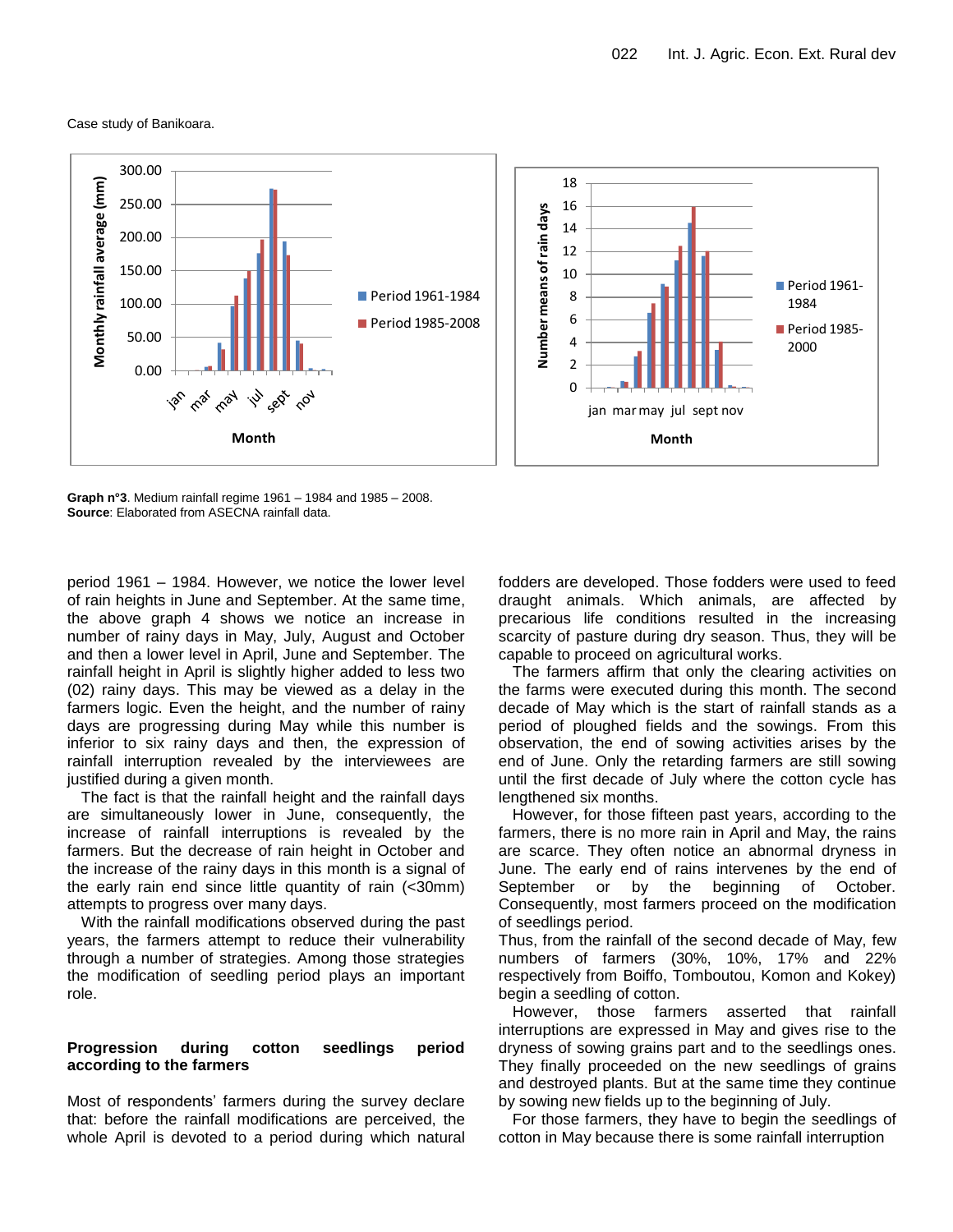Case study of Banikoara.

**Graph n°3**. Medium rainfall regime 1961 – 1984 and 1985 – 2008.
**Source**: Elaborated from ASECNA rainfall data.

period 1961 – 1984. However, we notice the lower level of rain heights in June and September. At the same time, the above graph 4 shows we notice an increase in number of rainy days in May, July, August and October and then a lower level in April, June and September. The rainfall height in April is slightly higher added to less two (02) rainy days. This may be viewed as a delay in the farmers logic. Even the height, and the number of rainy days are progressing during May while this number is inferior to six rainy days and then, the expression of rainfall interruption revealed by the interviewees are justified during a given month.

The fact is that the rainfall height and the rainfall days are simultaneously lower in June, consequently, the increase of rainfall interruptions is revealed by the farmers. But the decrease of rain height in October and the increase of the rainy days in this month is a signal of the early rain end since little quantity of rain (<30mm) attempts to progress over many days.

With the rainfall modifications observed during the past years, the farmers attempt to reduce their vulnerability through a number of strategies. Among those strategies the modification of seedling period plays an important role.

**Progression during cotton seedlings period according to the farmers**

Most of respondents' farmers during the survey declare that: before the rainfall modifications are perceived, the whole April is devoted to a period during which natural fodders are developed. Those fodders were used to feed draught animals. Which animals, are affected by precarious life conditions resulted in the increasing scarcity of pasture during dry season. Thus, they will be capable to proceed on agricultural works.

The farmers affirm that only the clearing activities on the farms were executed during this month. The second decade of May which is the start of rainfall stands as a period of ploughed fields and the sowings. From this observation, the end of sowing activities arises by the end of June. Only the retarding farmers are still sowing until the first decade of July where the cotton cycle has lengthened six months.

However, for those fifteen past years, according to the farmers, there is no more rain in April and May, the rains are scarce. They often notice an abnormal dryness in June. The early end of rains intervenes by the end of September or by the beginning of October. Consequently, most farmers proceed on the modification of seedlings period.

Thus, from the rainfall of the second decade of May, few numbers of farmers (30%, 10%, 17% and 22% respectively from Boiffo, Tomboutou, Komon and Kokey) begin a seedling of cotton.

However, those farmers asserted that rainfall interruptions are expressed in May and gives rise to the dryness of sowing grains part and to the seedlings ones. They finally proceeded on the new seedlings of grains and destroyed plants. But at the same time they continue by sowing new fields up to the beginning of July.

For those farmers, they have to begin the seedlings of cotton in May because there is some rainfall interruption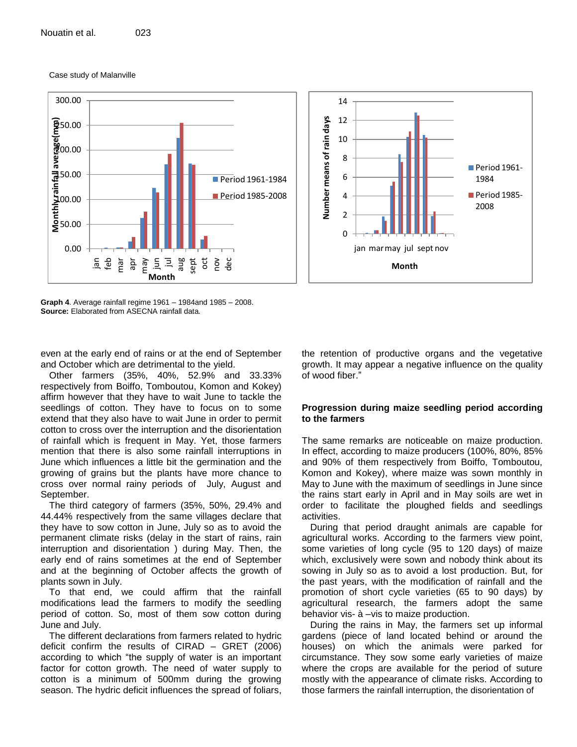Case study of Malanville

**Graph 4**. Average rainfall regime 1961 – 1984and 1985 – 2008.
**Source:** Elaborated from ASECNA rainfall data.

even at the early end of rains or at the end of September and October which are detrimental to the yield.

Other farmers (35%, 40%, 52.9% and 33.33% respectively from Boiffo, Tomboutou, Komon and Kokey) affirm however that they have to wait June to tackle the seedlings of cotton. They have to focus on to some extend that they also have to wait June in order to permit cotton to cross over the interruption and the disorientation of rainfall which is frequent in May. Yet, those farmers mention that there is also some rainfall interruptions in June which influences a little bit the germination and the growing of grains but the plants have more chance to cross over normal rainy periods of July, August and September.

The third category of farmers (35%, 50%, 29.4% and 44.44% respectively from the same villages declare that they have to sow cotton in June, July so as to avoid the permanent climate risks (delay in the start of rains, rain interruption and disorientation ) during May. Then, the early end of rains sometimes at the end of September and at the beginning of October affects the growth of plants sown in July.

To that end, we could affirm that the rainfall modifications lead the farmers to modify the seedling period of cotton. So, most of them sow cotton during June and July.

The different declarations from farmers related to hydric deficit confirm the results of CIRAD – GRET (2006) according to which "the supply of water is an important factor for cotton growth. The need of water supply to cotton is a minimum of 500mm during the growing season. The hydric deficit influences the spread of foliars, the retention of productive organs and the vegetative growth. It may appear a negative influence on the quality of wood fiber."

### Progression during maize seedling period according to the farmers

The same remarks are noticeable on maize production. In effect, according to maize producers (100%, 80%, 85% and 90% of them respectively from Boiffo, Tomboutou, Komon and Kokey), where maize was sown monthly in May to June with the maximum of seedlings in June since the rains start early in April and in May soils are wet in order to facilitate the ploughed fields and seedlings activities.

During that period draught animals are capable for agricultural works. According to the farmers view point, some varieties of long cycle (95 to 120 days) of maize which, exclusively were sown and nobody think about its sowing in July so as to avoid a lost production. But, for the past years, with the modification of rainfall and the promotion of short cycle varieties (65 to 90 days) by agricultural research, the farmers adopt the same behavior vis- à –vis to maize production.

During the rains in May, the farmers set up informal gardens (piece of land located behind or around the houses) on which the animals were parked for circumstance. They sow some early varieties of maize where the crops are available for the period of suture mostly with the appearance of climate risks. According to those farmers the rainfall interruption, the disorientation of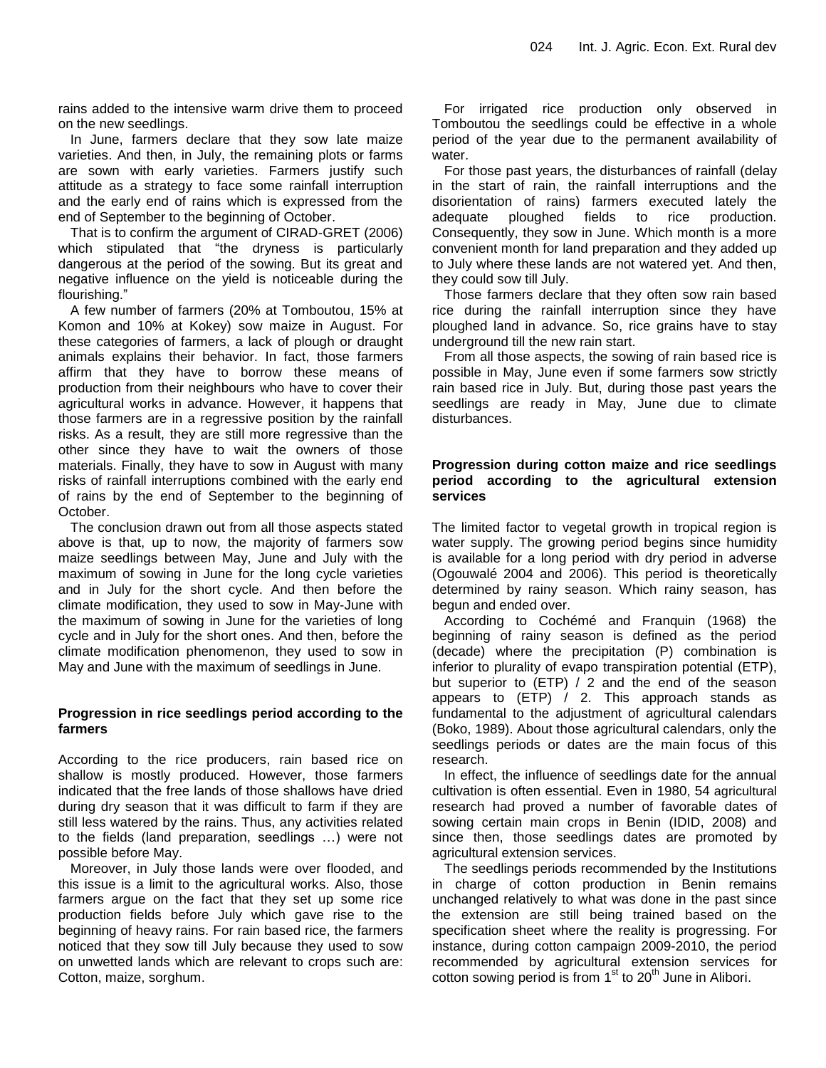rains added to the intensive warm drive them to proceed on the new seedlings.

In June, farmers declare that they sow late maize varieties. And then, in July, the remaining plots or farms are sown with early varieties. Farmers justify such attitude as a strategy to face some rainfall interruption and the early end of rains which is expressed from the end of September to the beginning of October.

That is to confirm the argument of CIRAD-GRET (2006) which stipulated that "the dryness is particularly dangerous at the period of the sowing. But its great and negative influence on the yield is noticeable during the flourishing."

A few number of farmers (20% at Tomboutou, 15% at Komon and 10% at Kokey) sow maize in August. For these categories of farmers, a lack of plough or draught animals explains their behavior. In fact, those farmers affirm that they have to borrow these means of production from their neighbours who have to cover their agricultural works in advance. However, it happens that those farmers are in a regressive position by the rainfall risks. As a result, they are still more regressive than the other since they have to wait the owners of those materials. Finally, they have to sow in August with many risks of rainfall interruptions combined with the early end of rains by the end of September to the beginning of October.

The conclusion drawn out from all those aspects stated above is that, up to now, the majority of farmers sow maize seedlings between May, June and July with the maximum of sowing in June for the long cycle varieties and in July for the short cycle. And then before the climate modification, they used to sow in May-June with the maximum of sowing in June for the varieties of long cycle and in July for the short ones. And then, before the climate modification phenomenon, they used to sow in May and June with the maximum of seedlings in June.

## Progression in rice seedlings period according to the farmers

According to the rice producers, rain based rice on shallow is mostly produced. However, those farmers indicated that the free lands of those shallows have dried during dry season that it was difficult to farm if they are still less watered by the rains. Thus, any activities related to the fields (land preparation, seedlings …) were not possible before May.

Moreover, in July those lands were over flooded, and this issue is a limit to the agricultural works. Also, those farmers argue on the fact that they set up some rice production fields before July which gave rise to the beginning of heavy rains. For rain based rice, the farmers noticed that they sow till July because they used to sow on unwetted lands which are relevant to crops such are: Cotton, maize, sorghum.

For irrigated rice production only observed in Tomboutou the seedlings could be effective in a whole period of the year due to the permanent availability of water.

For those past years, the disturbances of rainfall (delay in the start of rain, the rainfall interruptions and the disorientation of rains) farmers executed lately the adequate ploughed fields to rice production. Consequently, they sow in June. Which month is a more convenient month for land preparation and they added up to July where these lands are not watered yet. And then, they could sow till July.

Those farmers declare that they often sow rain based rice during the rainfall interruption since they have ploughed land in advance. So, rice grains have to stay underground till the new rain start.

From all those aspects, the sowing of rain based rice is possible in May, June even if some farmers sow strictly rain based rice in July. But, during those past years the seedlings are ready in May, June due to climate disturbances.

## Progression during cotton maize and rice seedlings period according to the agricultural extension services

The limited factor to vegetal growth in tropical region is water supply. The growing period begins since humidity is available for a long period with dry period in adverse (Ogouwalé 2004 and 2006). This period is theoretically determined by rainy season. Which rainy season, has begun and ended over.

According to Cochémé and Franquin (1968) the beginning of rainy season is defined as the period (decade) where the precipitation (P) combination is inferior to plurality of evapo transpiration potential (ETP), but superior to (ETP) / 2 and the end of the season appears to (ETP) / 2. This approach stands as fundamental to the adjustment of agricultural calendars (Boko, 1989). About those agricultural calendars, only the seedlings periods or dates are the main focus of this research.

In effect, the influence of seedlings date for the annual cultivation is often essential. Even in 1980, 54 agricultural research had proved a number of favorable dates of sowing certain main crops in Benin (IDID, 2008) and since then, those seedlings dates are promoted by agricultural extension services.

The seedlings periods recommended by the Institutions in charge of cotton production in Benin remains unchanged relatively to what was done in the past since the extension are still being trained based on the specification sheet where the reality is progressing. For instance, during cotton campaign 2009-2010, the period recommended by agricultural extension services for cotton sowing period is from 1st to 20th June in Alibori.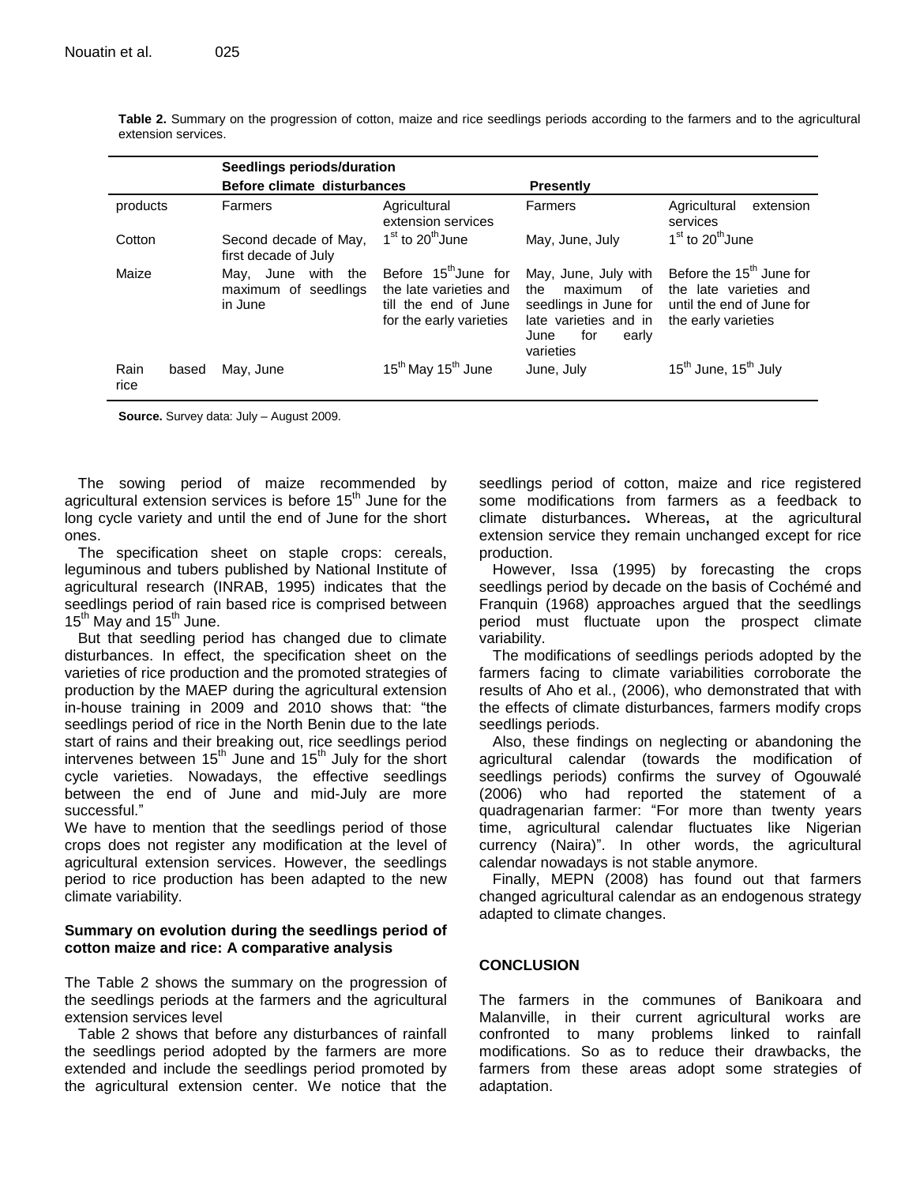**Table 2.** Summary on the progression of cotton, maize and rice seedlings periods according to the farmers and to the agricultural extension services.

| | Seedlings periods/duration | | | |
|---|---|---|---|---|
| | Before climate disturbances | | Presently | |
| products | Farmers | Agricultural extension services | Farmers | Agricultural extension services |
| Cotton | Second decade of May, first decade of July | 1st to 20th June | May, June, July | 1st to 20th June |
| Maize | May, June with the maximum of seedlings in June | Before 15th June for the late varieties and till the end of June for the early varieties | May, June, July with the maximum of seedlings in June for late varieties and in June for early varieties | Before the 15th June for the late varieties and until the end of June for the early varieties |
| Rain based rice | May, June | 15th May 15th June | June, July | 15th June, 15th July |

**Source.** Survey data: July – August 2009.

The sowing period of maize recommended by agricultural extension services is before 15th June for the long cycle variety and until the end of June for the short ones.

The specification sheet on staple crops: cereals, leguminous and tubers published by National Institute of agricultural research (INRAB, 1995) indicates that the seedlings period of rain based rice is comprised between 15th May and 15th June.

But that seedling period has changed due to climate disturbances. In effect, the specification sheet on the varieties of rice production and the promoted strategies of production by the MAEP during the agricultural extension in-house training in 2009 and 2010 shows that: "the seedlings period of rice in the North Benin due to the late start of rains and their breaking out, rice seedlings period intervenes between 15th June and 15th July for the short cycle varieties. Nowadays, the effective seedlings between the end of June and mid-July are more successful."

We have to mention that the seedlings period of those crops does not register any modification at the level of agricultural extension services. However, the seedlings period to rice production has been adapted to the new climate variability.

### Summary on evolution during the seedlings period of cotton maize and rice: A comparative analysis

The Table 2 shows the summary on the progression of the seedlings periods at the farmers and the agricultural extension services level

Table 2 shows that before any disturbances of rainfall the seedlings period adopted by the farmers are more extended and include the seedlings period promoted by the agricultural extension center. We notice that the seedlings period of cotton, maize and rice registered some modifications from farmers as a feedback to climate disturbances**.** Whereas**,** at the agricultural extension service they remain unchanged except for rice production.

However, Issa (1995) by forecasting the crops seedlings period by decade on the basis of Cochémé and Franquin (1968) approaches argued that the seedlings period must fluctuate upon the prospect climate variability.

The modifications of seedlings periods adopted by the farmers facing to climate variabilities corroborate the results of Aho et al., (2006), who demonstrated that with the effects of climate disturbances, farmers modify crops seedlings periods.

Also, these findings on neglecting or abandoning the agricultural calendar (towards the modification of seedlings periods) confirms the survey of Ogouwalé (2006) who had reported the statement of a quadragenarian farmer: "For more than twenty years time, agricultural calendar fluctuates like Nigerian currency (Naira)". In other words, the agricultural calendar nowadays is not stable anymore.

Finally, MEPN (2008) has found out that farmers changed agricultural calendar as an endogenous strategy adapted to climate changes.

## CONCLUSION

The farmers in the communes of Banikoara and Malanville, in their current agricultural works are confronted to many problems linked to rainfall modifications. So as to reduce their drawbacks, the farmers from these areas adopt some strategies of adaptation.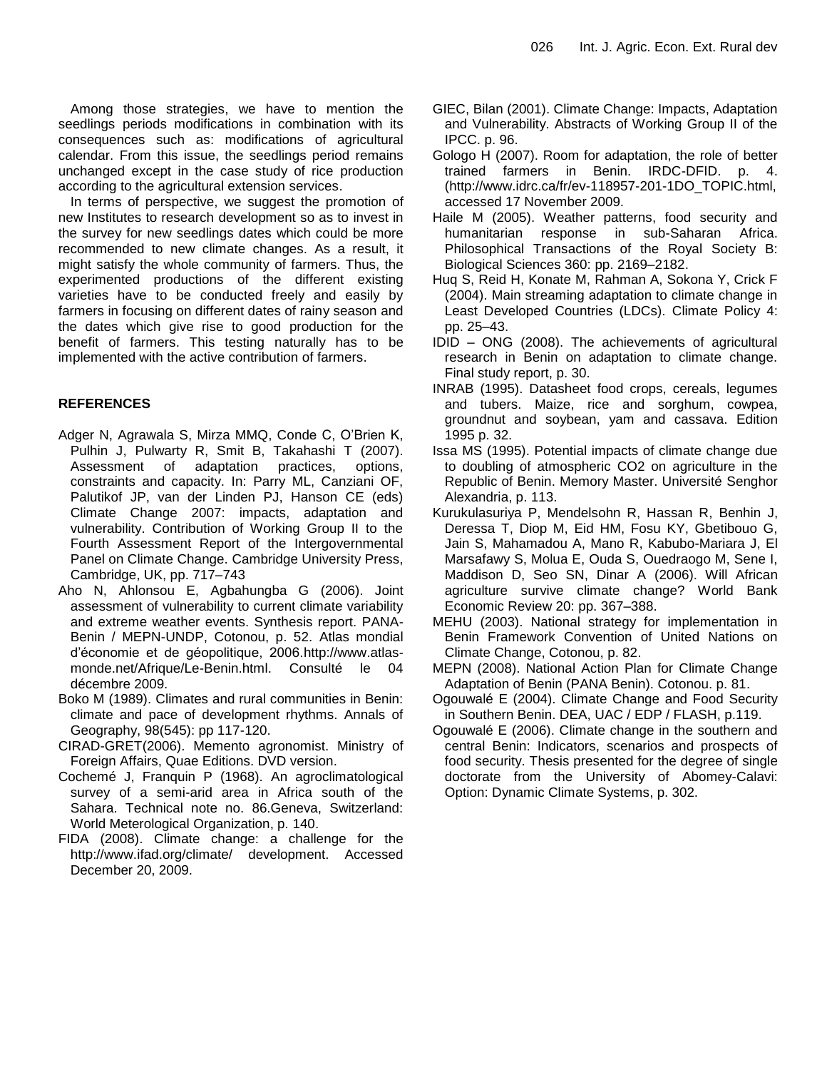Among those strategies, we have to mention the seedlings periods modifications in combination with its consequences such as: modifications of agricultural calendar. From this issue, the seedlings period remains unchanged except in the case study of rice production according to the agricultural extension services.

In terms of perspective, we suggest the promotion of new Institutes to research development so as to invest in the survey for new seedlings dates which could be more recommended to new climate changes. As a result, it might satisfy the whole community of farmers. Thus, the experimented productions of the different existing varieties have to be conducted freely and easily by farmers in focusing on different dates of rainy season and the dates which give rise to good production for the benefit of farmers. This testing naturally has to be implemented with the active contribution of farmers.

## REFERENCES

Adger N, Agrawala S, Mirza MMQ, Conde C, O'Brien K, Pulhin J, Pulwarty R, Smit B, Takahashi T (2007). Assessment of adaptation practices, options, constraints and capacity. In: Parry ML, Canziani OF, Palutikof JP, van der Linden PJ, Hanson CE (eds) Climate Change 2007: impacts, adaptation and vulnerability. Contribution of Working Group II to the Fourth Assessment Report of the Intergovernmental Panel on Climate Change. Cambridge University Press, Cambridge, UK, pp. 717–743

Aho N, Ahlonsou E, Agbahungba G (2006). Joint assessment of vulnerability to current climate variability and extreme weather events. Synthesis report. PANA-Benin / MEPN-UNDP, Cotonou, p. 52. Atlas mondial d'économie et de géopolitique, 2006.http://www.atlas-monde.net/Afrique/Le-Benin.html. Consulté le 04 décembre 2009.

Boko M (1989). Climates and rural communities in Benin: climate and pace of development rhythms. Annals of Geography, 98(545): pp 117-120.

CIRAD-GRET(2006). Memento agronomist. Ministry of Foreign Affairs, Quae Editions. DVD version.

Cochemé J, Franquin P (1968). An agroclimatological survey of a semi-arid area in Africa south of the Sahara. Technical note no. 86.Geneva, Switzerland: World Meterological Organization, p. 140.

FIDA (2008). Climate change: a challenge for the http://www.ifad.org/climate/ development. Accessed December 20, 2009.

GIEC, Bilan (2001). Climate Change: Impacts, Adaptation and Vulnerability. Abstracts of Working Group II of the IPCC. p. 96.

Gologo H (2007). Room for adaptation, the role of better trained farmers in Benin. IRDC-DFID. p. 4. (http://www.idrc.ca/fr/ev-118957-201-1DO_TOPIC.html, accessed 17 November 2009.

Haile M (2005). Weather patterns, food security and humanitarian response in sub-Saharan Africa. Philosophical Transactions of the Royal Society B: Biological Sciences 360: pp. 2169–2182.

Huq S, Reid H, Konate M, Rahman A, Sokona Y, Crick F (2004). Main streaming adaptation to climate change in Least Developed Countries (LDCs). Climate Policy 4: pp. 25–43.

IDID – ONG (2008). The achievements of agricultural research in Benin on adaptation to climate change. Final study report, p. 30.

INRAB (1995). Datasheet food crops, cereals, legumes and tubers. Maize, rice and sorghum, cowpea, groundnut and soybean, yam and cassava. Edition 1995 p. 32.

Issa MS (1995). Potential impacts of climate change due to doubling of atmospheric CO2 on agriculture in the Republic of Benin. Memory Master. Université Senghor Alexandria, p. 113.

Kurukulasuriya P, Mendelsohn R, Hassan R, Benhin J, Deressa T, Diop M, Eid HM, Fosu KY, Gbetibouo G, Jain S, Mahamadou A, Mano R, Kabubo-Mariara J, El Marsafawy S, Molua E, Ouda S, Ouedraogo M, Sene I, Maddison D, Seo SN, Dinar A (2006). Will African agriculture survive climate change? World Bank Economic Review 20: pp. 367–388.

MEHU (2003). National strategy for implementation in Benin Framework Convention of United Nations on Climate Change, Cotonou, p. 82.

MEPN (2008). National Action Plan for Climate Change Adaptation of Benin (PANA Benin). Cotonou. p. 81.

Ogouwalé E (2004). Climate Change and Food Security in Southern Benin. DEA, UAC / EDP / FLASH, p.119.

Ogouwalé E (2006). Climate change in the southern and central Benin: Indicators, scenarios and prospects of food security. Thesis presented for the degree of single doctorate from the University of Abomey-Calavi: Option: Dynamic Climate Systems, p. 302.